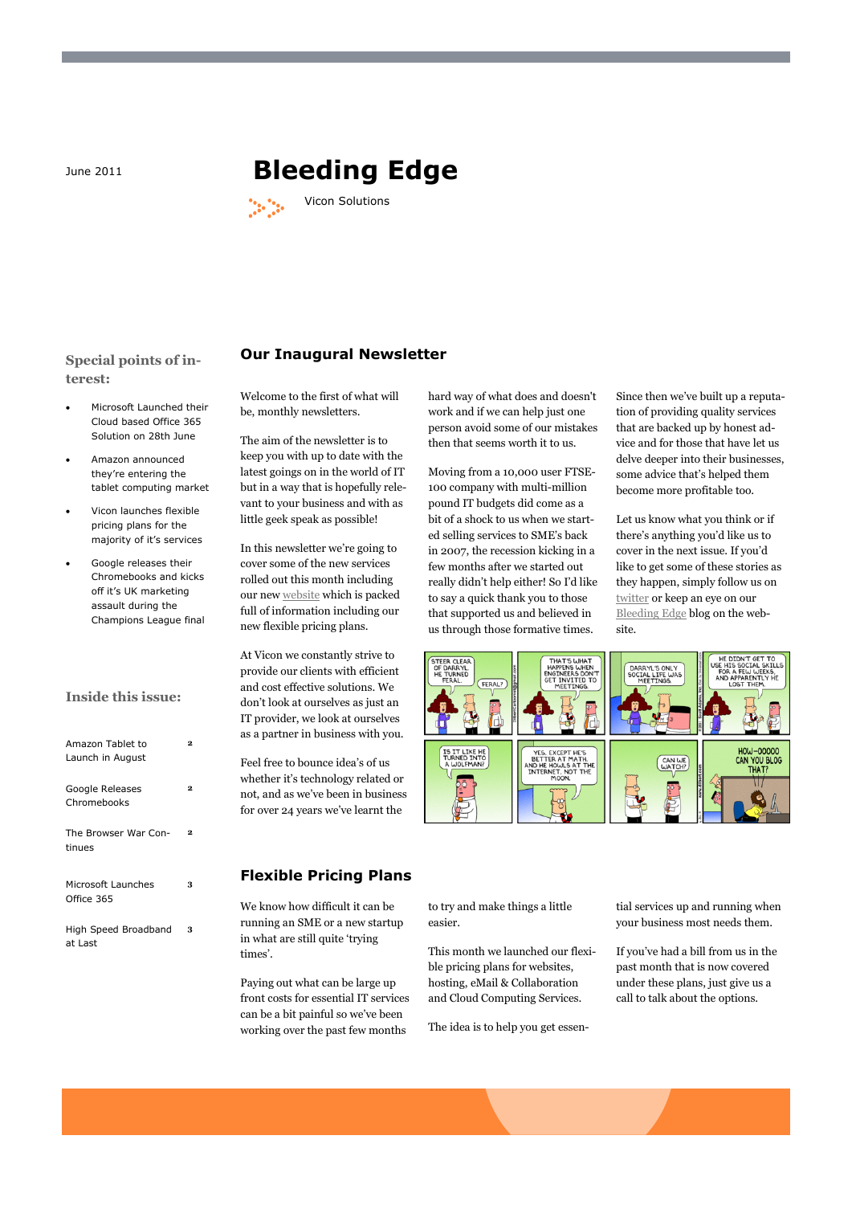June 2011

# Bleeding Edge

Vicon Solutions

### Special points of interest:

- Microsoft Launched their Cloud based Office 365 Solution on 28th June
- Amazon announced they're entering the tablet computing market
- Vicon launches flexible pricing plans for the majority of it's services
- Google releases their Chromebooks and kicks off it's UK marketing assault during the Champions League final

### Inside this issue:

| | |
|---|---|
| Amazon Tablet to Launch in August | 2 |
| Google Releases Chromebooks | 2 |
| The Browser War Continues | 2 |
| Microsoft Launches Office 365 | 3 |
| High Speed Broadband at Last | 3 |

## Our Inaugural Newsletter

Welcome to the first of what will be, monthly newsletters.

The aim of the newsletter is to keep you with up to date with the latest goings on in the world of IT but in a way that is hopefully relevant to your business and with as little geek speak as possible!

In this newsletter we're going to cover some of the new services rolled out this month including our new website which is packed full of information including our new flexible pricing plans.

At Vicon we constantly strive to provide our clients with efficient and cost effective solutions. We don't look at ourselves as just an IT provider, we look at ourselves as a partner in business with you.

Feel free to bounce idea's of us whether it's technology related or not, and as we've been in business for over 24 years we've learnt the hard way of what does and doesn't work and if we can help just one person avoid some of our mistakes then that seems worth it to us.

Moving from a 10,000 user FTSE-100 company with multi-million pound IT budgets did come as a bit of a shock to us when we started selling services to SME's back in 2007, the recession kicking in a few months after we started out really didn't help either! So I'd like to say a quick thank you to those that supported us and believed in us through those formative times.

Since then we've built up a reputation of providing quality services that are backed up by honest advice and for those that have let us delve deeper into their businesses, some advice that's helped them become more profitable too.

Let us know what you think or if there's anything you'd like us to cover in the next issue. If you'd like to get some of these stories as they happen, simply follow us on twitter or keep an eye on our Bleeding Edge blog on the website.

## Flexible Pricing Plans

We know how difficult it can be running an SME or a new startup in what are still quite 'trying times'.

Paying out what can be large up front costs for essential IT services can be a bit painful so we've been working over the past few months to try and make things a little easier.

This month we launched our flexible pricing plans for websites, hosting, eMail & Collaboration and Cloud Computing Services.

The idea is to help you get essential services up and running when your business most needs them.

If you've had a bill from us in the past month that is now covered under these plans, just give us a call to talk about the options.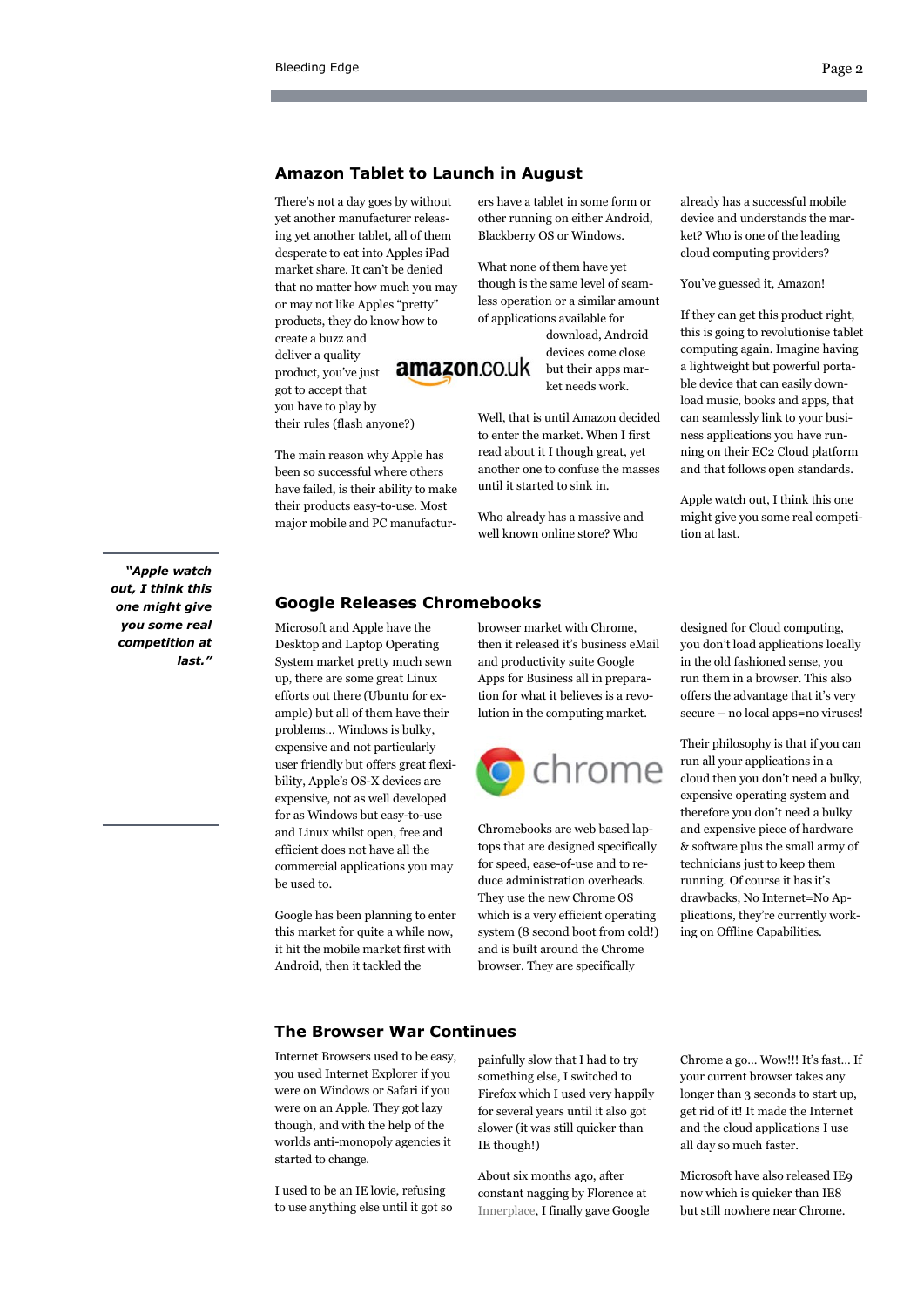## Amazon Tablet to Launch in August

There's not a day goes by without yet another manufacturer releasing yet another tablet, all of them desperate to eat into Apples iPad market share. It can't be denied that no matter how much you may or may not like Apples "pretty" products, they do know how to create a buzz and deliver a quality product, you've just got to accept that you have to play by their rules (flash anyone?)

The main reason why Apple has been so successful where others have failed, is their ability to make their products easy-to-use. Most major mobile and PC manufacturers have a tablet in some form or other running on either Android, Blackberry OS or Windows.

What none of them have yet though is the same level of seamless operation or a similar amount of applications available for download, Android devices come close but their apps market needs work.

Well, that is until Amazon decided to enter the market. When I first read about it I though great, yet another one to confuse the masses until it started to sink in.

Who already has a massive and well known online store? Who already has a successful mobile device and understands the market? Who is one of the leading cloud computing providers?

You've guessed it, Amazon!

If they can get this product right, this is going to revolutionise tablet computing again. Imagine having a lightweight but powerful portable device that can easily download music, books and apps, that can seamlessly link to your business applications you have running on their EC2 Cloud platform and that follows open standards.

Apple watch out, I think this one might give you some real competition at last.

***"Apple watch out, I think this one might give you some real competition at last."***

## Google Releases Chromebooks

Microsoft and Apple have the Desktop and Laptop Operating System market pretty much sewn up, there are some great Linux efforts out there (Ubuntu for example) but all of them have their problems… Windows is bulky, expensive and not particularly user friendly but offers great flexibility, Apple's OS-X devices are expensive, not as well developed for as Windows but easy-to-use and Linux whilst open, free and efficient does not have all the commercial applications you may be used to.

Google has been planning to enter this market for quite a while now, it hit the mobile market first with Android, then it tackled the browser market with Chrome, then it released it's business eMail and productivity suite Google Apps for Business all in preparation for what it believes is a revolution in the computing market.

Chromebooks are web based laptops that are designed specifically for speed, ease-of-use and to reduce administration overheads. They use the new Chrome OS which is a very efficient operating system (8 second boot from cold!) and is built around the Chrome browser. They are specifically designed for Cloud computing, you don't load applications locally in the old fashioned sense, you run them in a browser. This also offers the advantage that it's very secure – no local apps=no viruses!

Their philosophy is that if you can run all your applications in a cloud then you don't need a bulky, expensive operating system and therefore you don't need a bulky and expensive piece of hardware & software plus the small army of technicians just to keep them running. Of course it has it's drawbacks, No Internet=No Applications, they're currently working on Offline Capabilities.

## The Browser War Continues

Internet Browsers used to be easy, you used Internet Explorer if you were on Windows or Safari if you were on an Apple. They got lazy though, and with the help of the worlds anti-monopoly agencies it started to change.

I used to be an IE lovie, refusing to use anything else until it got so painfully slow that I had to try something else, I switched to Firefox which I used very happily for several years until it also got slower (it was still quicker than IE though!)

About six months ago, after constant nagging by Florence at Innerplace, I finally gave Google Chrome a go… Wow!!! It's fast… If your current browser takes any longer than 3 seconds to start up, get rid of it! It made the Internet and the cloud applications I use all day so much faster.

Microsoft have also released IE9 now which is quicker than IE8 but still nowhere near Chrome.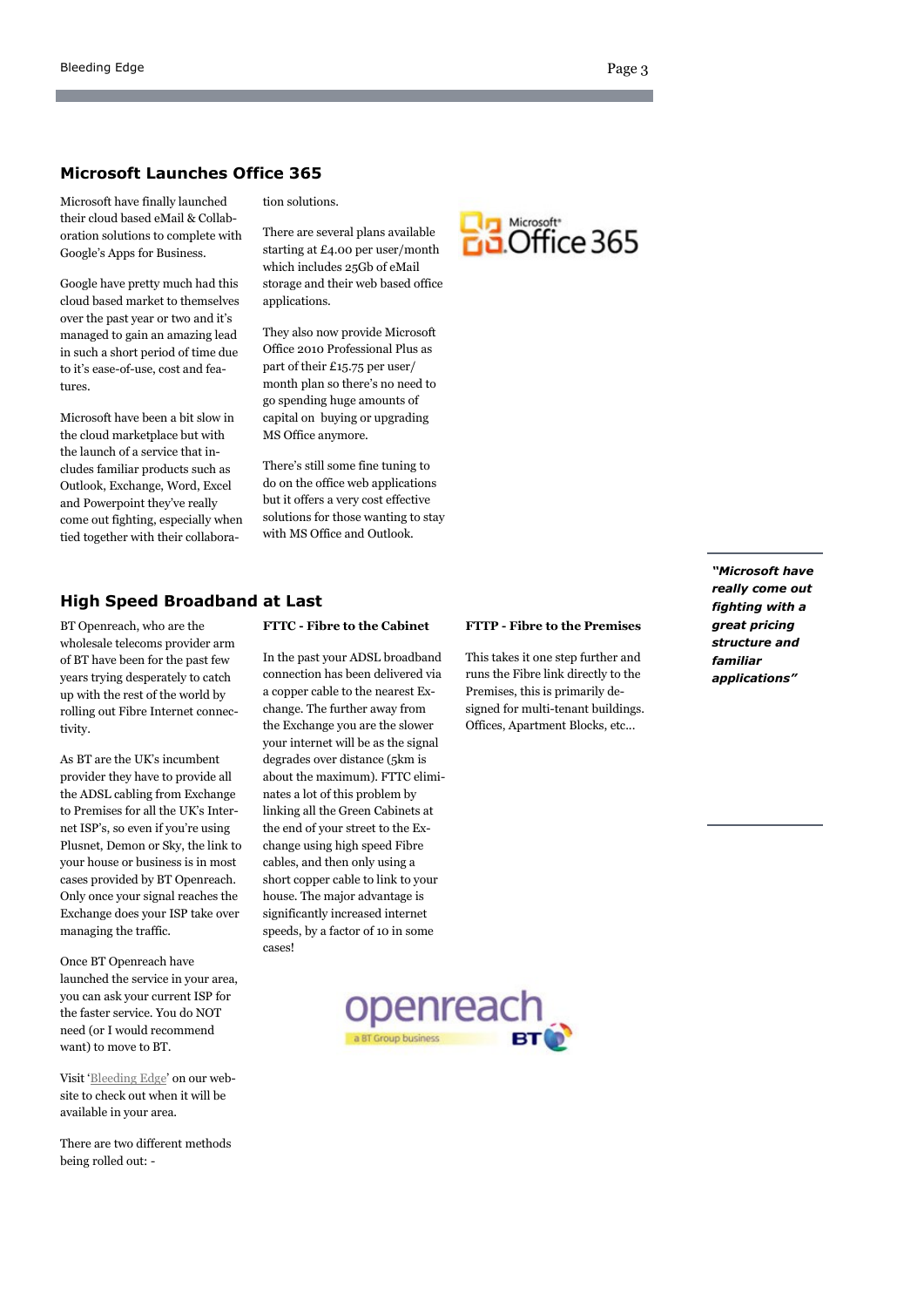## Microsoft Launches Office 365

Microsoft have finally launched their cloud based eMail & Collaboration solutions to complete with Google's Apps for Business.

Google have pretty much had this cloud based market to themselves over the past year or two and it's managed to gain an amazing lead in such a short period of time due to it's ease-of-use, cost and features.

Microsoft have been a bit slow in the cloud marketplace but with the launch of a service that includes familiar products such as Outlook, Exchange, Word, Excel and Powerpoint they've really come out fighting, especially when tied together with their collaboration solutions.

There are several plans available starting at £4.00 per user/month which includes 25Gb of eMail storage and their web based office applications.

They also now provide Microsoft Office 2010 Professional Plus as part of their £15.75 per user/month plan so there's no need to go spending huge amounts of capital on buying or upgrading MS Office anymore.

There's still some fine tuning to do on the office web applications but it offers a very cost effective solutions for those wanting to stay with MS Office and Outlook.

***"Microsoft have really come out fighting with a great pricing structure and familiar applications"***

## High Speed Broadband at Last

BT Openreach, who are the wholesale telecoms provider arm of BT have been for the past few years trying desperately to catch up with the rest of the world by rolling out Fibre Internet connectivity.

As BT are the UK's incumbent provider they have to provide all the ADSL cabling from Exchange to Premises for all the UK's Internet ISP's, so even if you're using Plusnet, Demon or Sky, the link to your house or business is in most cases provided by BT Openreach. Only once your signal reaches the Exchange does your ISP take over managing the traffic.

Once BT Openreach have launched the service in your area, you can ask your current ISP for the faster service. You do NOT need (or I would recommend want) to move to BT.

Visit 'Bleeding Edge' on our website to check out when it will be available in your area.

There are two different methods being rolled out: -

**FTTC - Fibre to the Cabinet**

In the past your ADSL broadband connection has been delivered via a copper cable to the nearest Exchange. The further away from the Exchange you are the slower your internet will be as the signal degrades over distance (5km is about the maximum). FTTC eliminates a lot of this problem by linking all the Green Cabinets at the end of your street to the Exchange using high speed Fibre cables, and then only using a short copper cable to link to your house. The major advantage is significantly increased internet speeds, by a factor of 10 in some cases!

**FTTP - Fibre to the Premises**

This takes it one step further and runs the Fibre link directly to the Premises, this is primarily designed for multi-tenant buildings. Offices, Apartment Blocks, etc...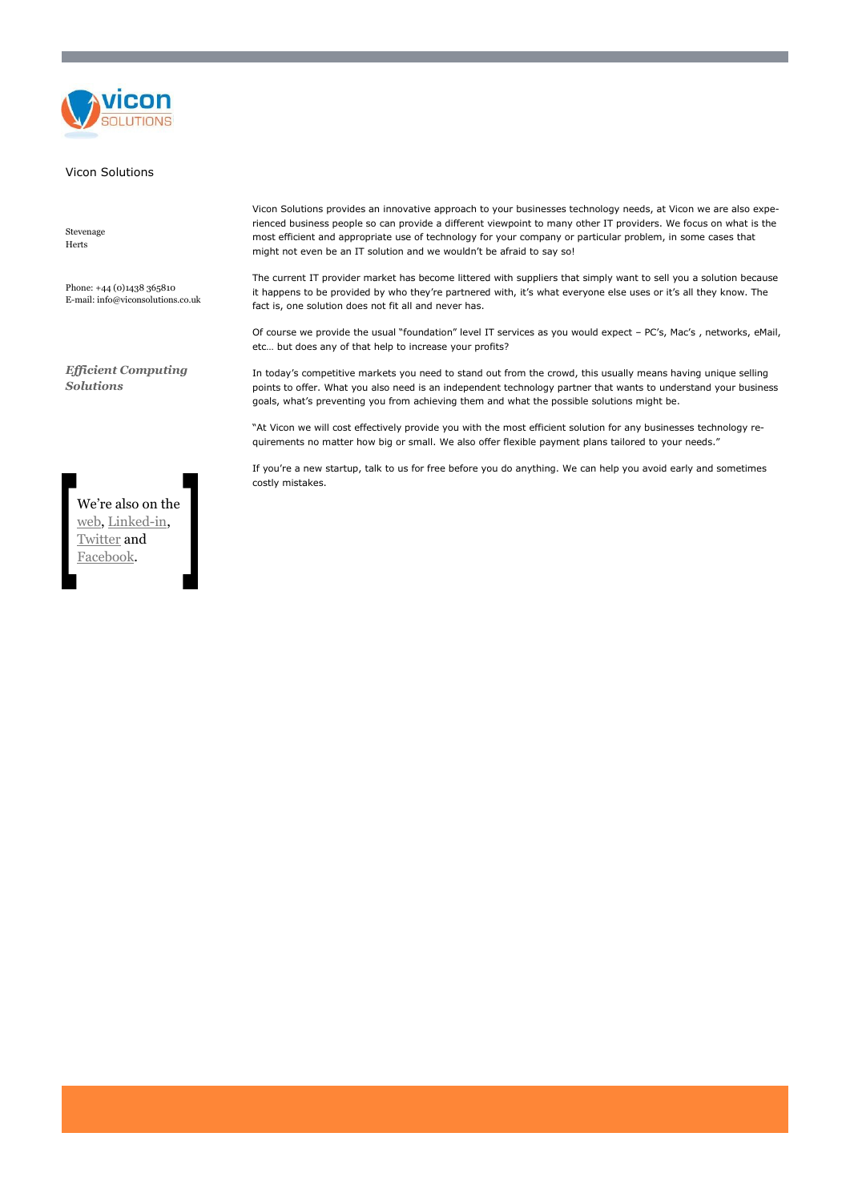Vicon Solutions

Stevenage
Herts

Phone: +44 (0)1438 365810
E-mail: info@viconsolutions.co.uk

***Efficient Computing Solutions***

We're also on the web, Linked-in, Twitter and Facebook.

Vicon Solutions provides an innovative approach to your businesses technology needs, at Vicon we are also experienced business people so can provide a different viewpoint to many other IT providers. We focus on what is the most efficient and appropriate use of technology for your company or particular problem, in some cases that might not even be an IT solution and we wouldn't be afraid to say so!

The current IT provider market has become littered with suppliers that simply want to sell you a solution because it happens to be provided by who they're partnered with, it's what everyone else uses or it's all they know. The fact is, one solution does not fit all and never has.

Of course we provide the usual "foundation" level IT services as you would expect – PC's, Mac's , networks, eMail, etc… but does any of that help to increase your profits?

In today's competitive markets you need to stand out from the crowd, this usually means having unique selling points to offer. What you also need is an independent technology partner that wants to understand your business goals, what's preventing you from achieving them and what the possible solutions might be.

"At Vicon we will cost effectively provide you with the most efficient solution for any businesses technology requirements no matter how big or small. We also offer flexible payment plans tailored to your needs."

If you're a new startup, talk to us for free before you do anything. We can help you avoid early and sometimes costly mistakes.